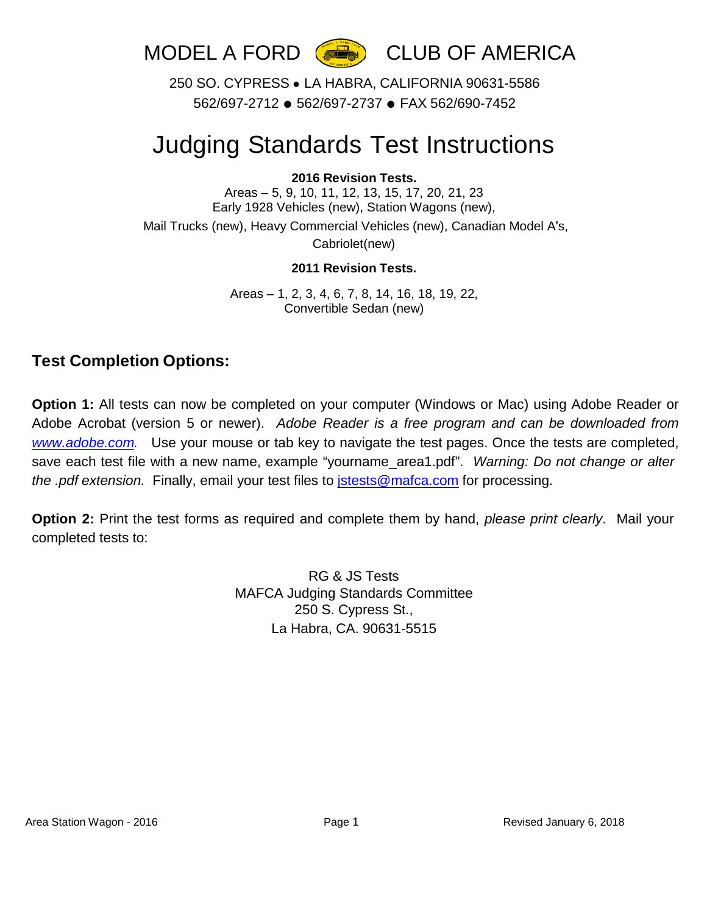# MODEL A FORD CLUB OF AMERICA

250 SO. CYPRESS • LA HABRA, CALIFORNIA 90631-5586
562/697-2712 ● 562/697-2737 ● FAX 562/690-7452

# Judging Standards Test Instructions

**2016 Revision Tests.**

Areas – 5, 9, 10, 11, 12, 13, 15, 17, 20, 21, 23
Early 1928 Vehicles (new), Station Wagons (new),
Mail Trucks (new), Heavy Commercial Vehicles (new), Canadian Model A's,
Cabriolet(new)

**2011 Revision Tests.**

Areas – 1, 2, 3, 4, 6, 7, 8, 14, 16, 18, 19, 22,
Convertible Sedan (new)

## Test Completion Options:

**Option 1:** All tests can now be completed on your computer (Windows or Mac) using Adobe Reader or Adobe Acrobat (version 5 or newer). *Adobe Reader is a free program and can be downloaded from www.adobe.com.* Use your mouse or tab key to navigate the test pages. Once the tests are completed, save each test file with a new name, example "yourname_area1.pdf". *Warning: Do not change or alter the .pdf extension.* Finally, email your test files to jstests@mafca.com for processing.

**Option 2:** Print the test forms as required and complete them by hand, *please print clearly*. Mail your completed tests to:

RG & JS Tests
MAFCA Judging Standards Committee
250 S. Cypress St.,
La Habra, CA. 90631-5515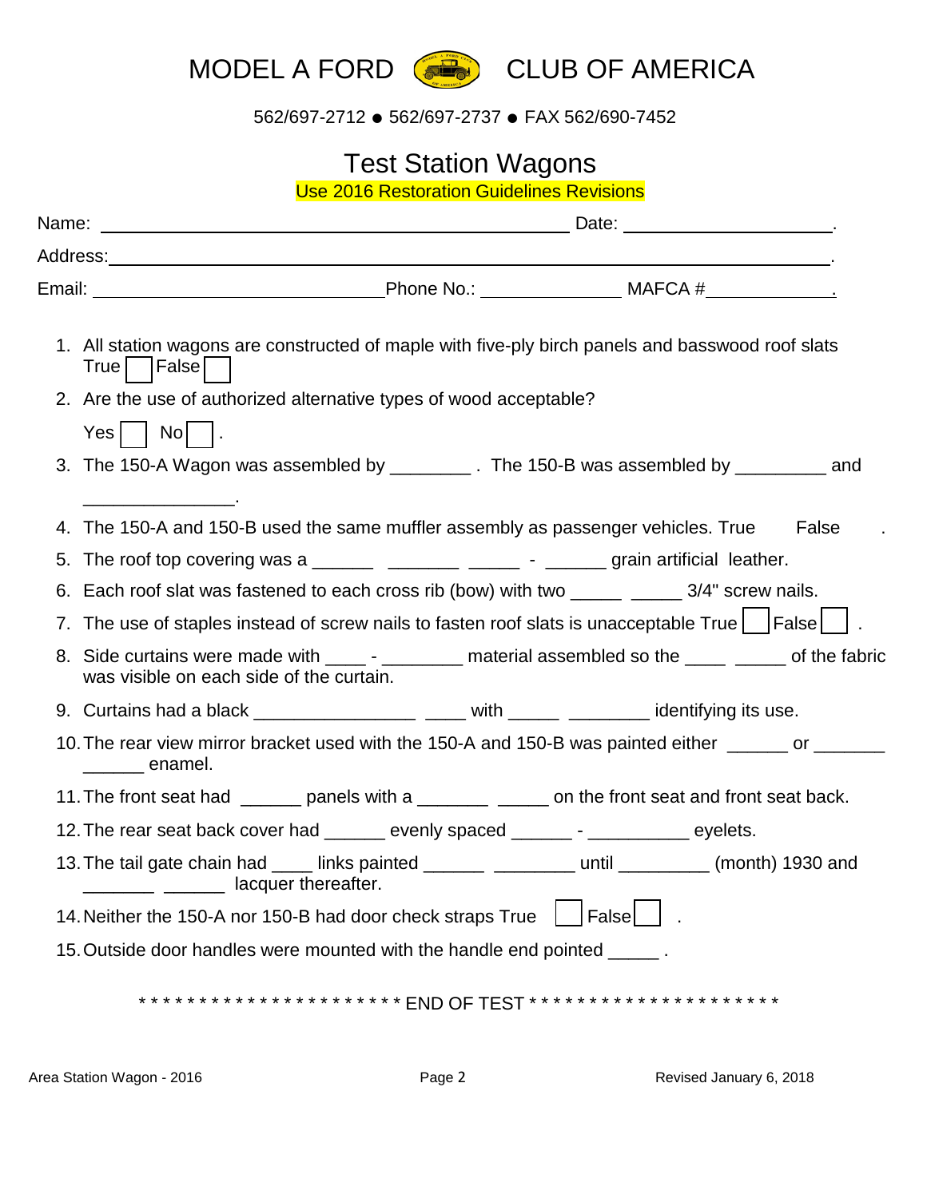# MODEL A FORD CLUB OF AMERICA

562/697-2712 ● 562/697-2737 ● FAX 562/690-7452

## Test Station Wagons

Use 2016 Restoration Guidelines Revisions

Name: ______________________________________________ Date: ____________________.

Address: ______________________________________________________________________.

Email: ____________________________ Phone No.: ______________ MAFCA #____________.

1. All station wagons are constructed of maple with five-ply birch panels and basswood roof slats True ☐ False ☐
2. Are the use of authorized alternative types of wood acceptable?

   Yes ☐ No ☐ .
3. The 150-A Wagon was assembled by ________ . The 150-B was assembled by _________ and _______________.
4. The 150-A and 150-B used the same muffler assembly as passenger vehicles. True False .
5. The roof top covering was a ______ _______ _____ - ______ grain artificial leather.
6. Each roof slat was fastened to each cross rib (bow) with two _____ _____ 3/4" screw nails.
7. The use of staples instead of screw nails to fasten roof slats is unacceptable True ☐ False ☐ .
8. Side curtains were made with ____ - ________ material assembled so the ____ _____ of the fabric was visible on each side of the curtain.
9. Curtains had a black ________________ ____ with _____ ________ identifying its use.
10. The rear view mirror bracket used with the 150-A and 150-B was painted either ______ or _______ ______ enamel.
11. The front seat had ______ panels with a _______ _____ on the front seat and front seat back.
12. The rear seat back cover had ______ evenly spaced ______ - __________ eyelets.
13. The tail gate chain had ____ links painted ______ ________ until _________ (month) 1930 and _______ ______ lacquer thereafter.
14. Neither the 150-A nor 150-B had door check straps True ☐ False ☐ .
15. Outside door handles were mounted with the handle end pointed _____ .

********************** END OF TEST **********************

Area Station Wagon - 2016 Revised January 6, 2018